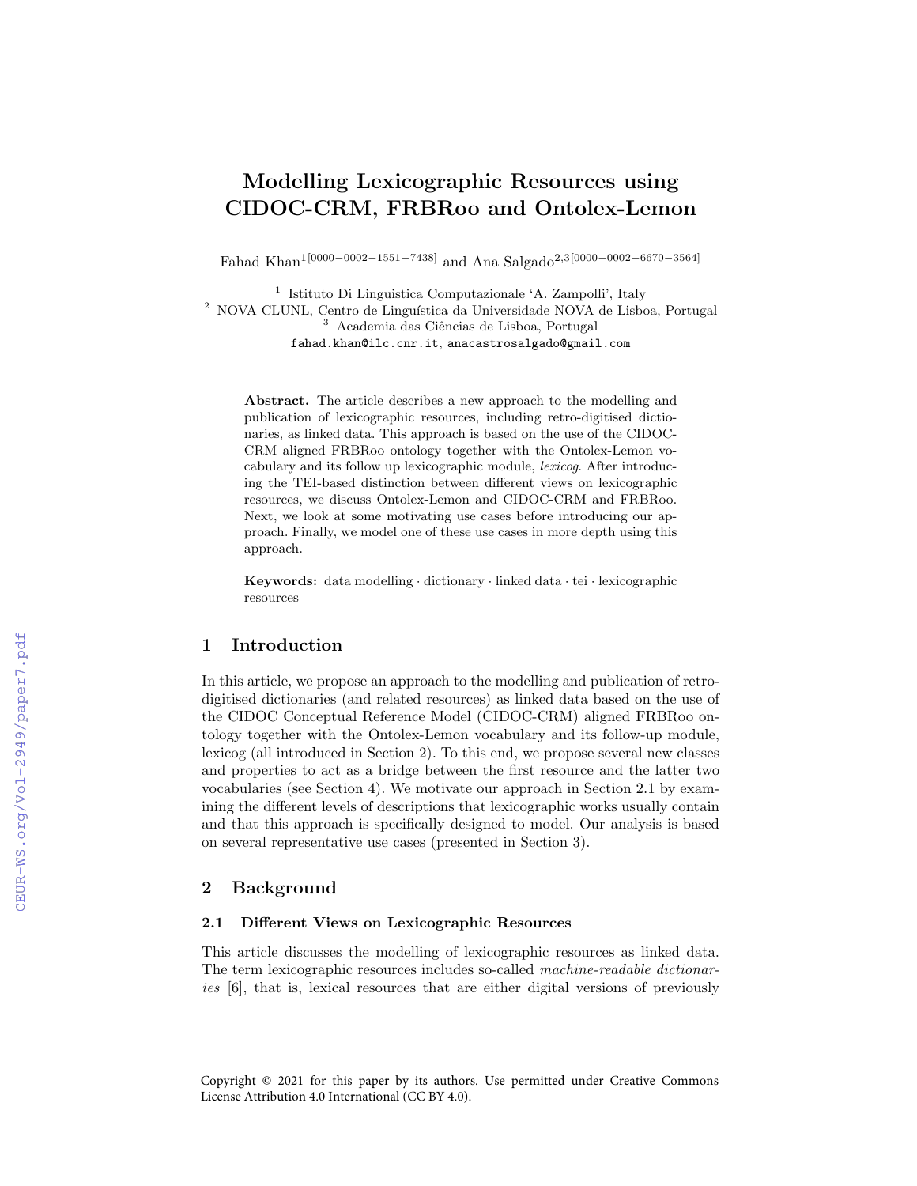# Modelling Lexicographic Resources using CIDOC-CRM, FRBRoo and Ontolex-Lemon

Fahad Khan[1[0000−0002−1551−7438]] and Ana Salgado[2,3[0000−0002−6670−3564]]

[1] Istituto Di Linguistica Computazionale 'A. Zampolli', Italy
[2] NOVA CLUNL, Centro de Linguística da Universidade NOVA de Lisboa, Portugal
[3] Academia das Ciências de Lisboa, Portugal
fahad.khan@ilc.cnr.it, anacastrosalgado@gmail.com

**Abstract.** The article describes a new approach to the modelling and publication of lexicographic resources, including retro-digitised dictionaries, as linked data. This approach is based on the use of the CIDOC-CRM aligned FRBRoo ontology together with the Ontolex-Lemon vocabulary and its follow up lexicographic module, *lexicog*. After introducing the TEI-based distinction between different views on lexicographic resources, we discuss Ontolex-Lemon and CIDOC-CRM and FRBRoo. Next, we look at some motivating use cases before introducing our approach. Finally, we model one of these use cases in more depth using this approach.

**Keywords:** data modelling · dictionary · linked data · tei · lexicographic resources

## 1 Introduction

In this article, we propose an approach to the modelling and publication of retro-digitised dictionaries (and related resources) as linked data based on the use of the CIDOC Conceptual Reference Model (CIDOC-CRM) aligned FRBRoo ontology together with the Ontolex-Lemon vocabulary and its follow-up module, lexicog (all introduced in Section 2). To this end, we propose several new classes and properties to act as a bridge between the first resource and the latter two vocabularies (see Section 4). We motivate our approach in Section 2.1 by examining the different levels of descriptions that lexicographic works usually contain and that this approach is specifically designed to model. Our analysis is based on several representative use cases (presented in Section 3).

## 2 Background

### 2.1 Different Views on Lexicographic Resources

This article discusses the modelling of lexicographic resources as linked data. The term lexicographic resources includes so-called *machine-readable dictionaries* [6], that is, lexical resources that are either digital versions of previously

Copyright © 2021 for this paper by its authors. Use permitted under Creative Commons License Attribution 4.0 International (CC BY 4.0).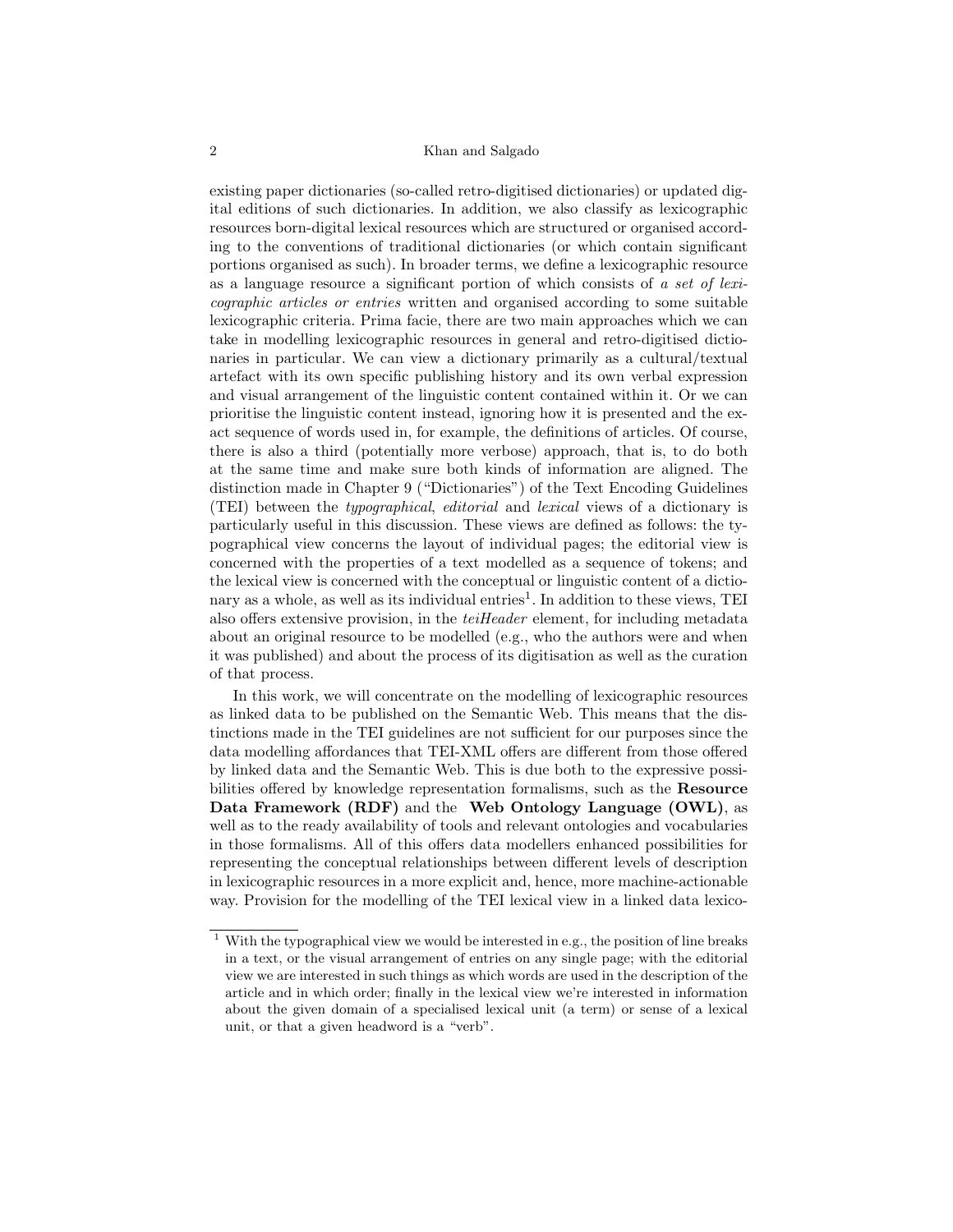existing paper dictionaries (so-called retro-digitised dictionaries) or updated digital editions of such dictionaries. In addition, we also classify as lexicographic resources born-digital lexical resources which are structured or organised according to the conventions of traditional dictionaries (or which contain significant portions organised as such). In broader terms, we define a lexicographic resource as a language resource a significant portion of which consists of *a set of lexicographic articles or entries* written and organised according to some suitable lexicographic criteria. Prima facie, there are two main approaches which we can take in modelling lexicographic resources in general and retro-digitised dictionaries in particular. We can view a dictionary primarily as a cultural/textual artefact with its own specific publishing history and its own verbal expression and visual arrangement of the linguistic content contained within it. Or we can prioritise the linguistic content instead, ignoring how it is presented and the exact sequence of words used in, for example, the definitions of articles. Of course, there is also a third (potentially more verbose) approach, that is, to do both at the same time and make sure both kinds of information are aligned. The distinction made in Chapter 9 ("Dictionaries") of the Text Encoding Guidelines (TEI) between the *typographical*, *editorial* and *lexical* views of a dictionary is particularly useful in this discussion. These views are defined as follows: the typographical view concerns the layout of individual pages; the editorial view is concerned with the properties of a text modelled as a sequence of tokens; and the lexical view is concerned with the conceptual or linguistic content of a dictionary as a whole, as well as its individual entries[1]. In addition to these views, TEI also offers extensive provision, in the *teiHeader* element, for including metadata about an original resource to be modelled (e.g., who the authors were and when it was published) and about the process of its digitisation as well as the curation of that process.

In this work, we will concentrate on the modelling of lexicographic resources as linked data to be published on the Semantic Web. This means that the distinctions made in the TEI guidelines are not sufficient for our purposes since the data modelling affordances that TEI-XML offers are different from those offered by linked data and the Semantic Web. This is due both to the expressive possibilities offered by knowledge representation formalisms, such as the **Resource Data Framework (RDF)** and the **Web Ontology Language (OWL)**, as well as to the ready availability of tools and relevant ontologies and vocabularies in those formalisms. All of this offers data modellers enhanced possibilities for representing the conceptual relationships between different levels of description in lexicographic resources in a more explicit and, hence, more machine-actionable way. Provision for the modelling of the TEI lexical view in a linked data lexico-

[1] With the typographical view we would be interested in e.g., the position of line breaks in a text, or the visual arrangement of entries on any single page; with the editorial view we are interested in such things as which words are used in the description of the article and in which order; finally in the lexical view we're interested in information about the given domain of a specialised lexical unit (a term) or sense of a lexical unit, or that a given headword is a "verb".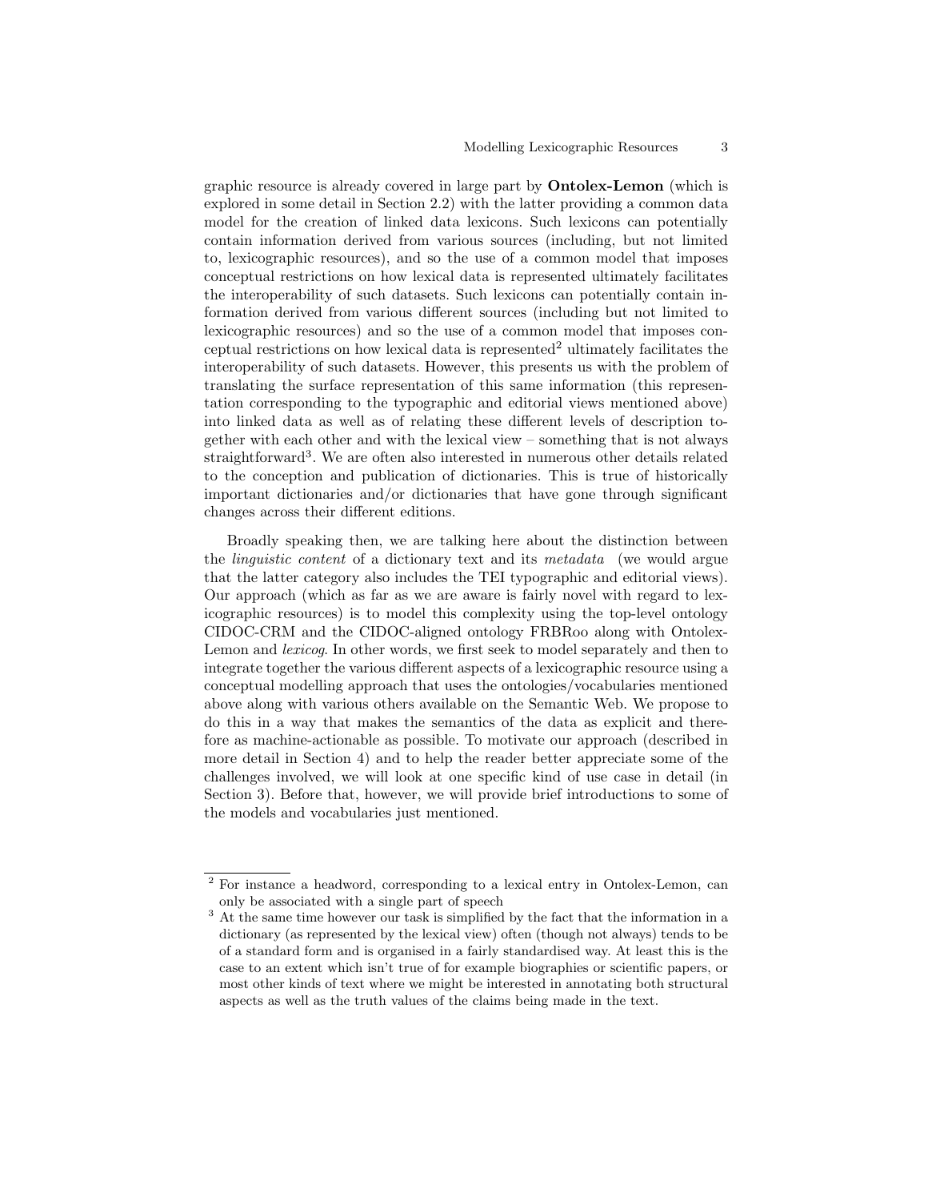graphic resource is already covered in large part by **Ontolex-Lemon** (which is explored in some detail in Section 2.2) with the latter providing a common data model for the creation of linked data lexicons. Such lexicons can potentially contain information derived from various sources (including, but not limited to, lexicographic resources), and so the use of a common model that imposes conceptual restrictions on how lexical data is represented ultimately facilitates the interoperability of such datasets. Such lexicons can potentially contain information derived from various different sources (including but not limited to lexicographic resources) and so the use of a common model that imposes conceptual restrictions on how lexical data is represented[2] ultimately facilitates the interoperability of such datasets. However, this presents us with the problem of translating the surface representation of this same information (this representation corresponding to the typographic and editorial views mentioned above) into linked data as well as of relating these different levels of description together with each other and with the lexical view – something that is not always straightforward[3]. We are often also interested in numerous other details related to the conception and publication of dictionaries. This is true of historically important dictionaries and/or dictionaries that have gone through significant changes across their different editions.

Broadly speaking then, we are talking here about the distinction between the *linguistic content* of a dictionary text and its *metadata* (we would argue that the latter category also includes the TEI typographic and editorial views). Our approach (which as far as we are aware is fairly novel with regard to lexicographic resources) is to model this complexity using the top-level ontology CIDOC-CRM and the CIDOC-aligned ontology FRBRoo along with Ontolex-Lemon and *lexicog*. In other words, we first seek to model separately and then to integrate together the various different aspects of a lexicographic resource using a conceptual modelling approach that uses the ontologies/vocabularies mentioned above along with various others available on the Semantic Web. We propose to do this in a way that makes the semantics of the data as explicit and therefore as machine-actionable as possible. To motivate our approach (described in more detail in Section 4) and to help the reader better appreciate some of the challenges involved, we will look at one specific kind of use case in detail (in Section 3). Before that, however, we will provide brief introductions to some of the models and vocabularies just mentioned.

---

[2] For instance a headword, corresponding to a lexical entry in Ontolex-Lemon, can only be associated with a single part of speech

[3] At the same time however our task is simplified by the fact that the information in a dictionary (as represented by the lexical view) often (though not always) tends to be of a standard form and is organised in a fairly standardised way. At least this is the case to an extent which isn't true of for example biographies or scientific papers, or most other kinds of text where we might be interested in annotating both structural aspects as well as the truth values of the claims being made in the text.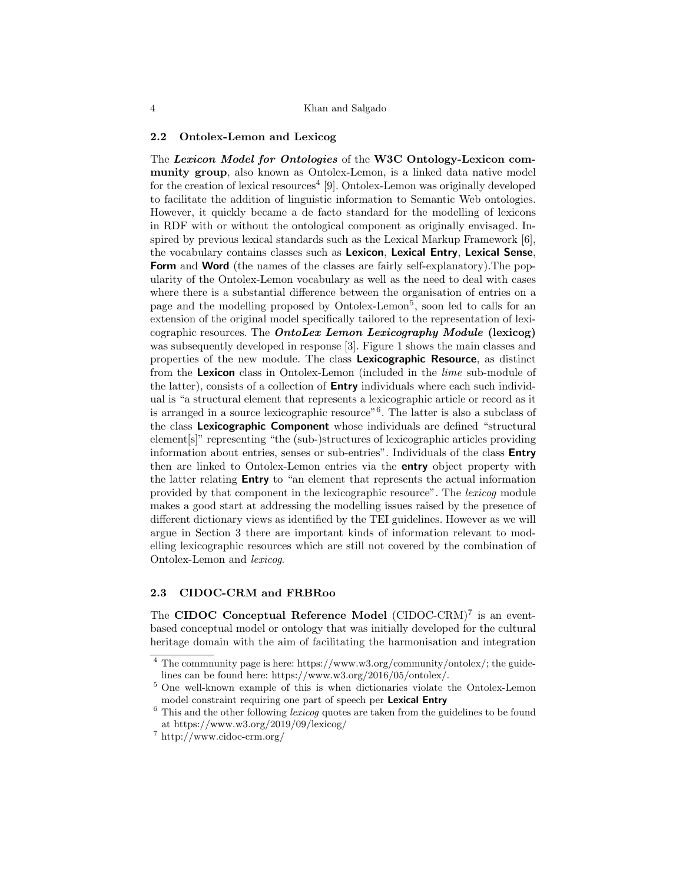### 2.2 Ontolex-Lemon and Lexicog

The ***Lexicon Model for Ontologies*** of the **W3C Ontology-Lexicon community group**, also known as Ontolex-Lemon, is a linked data native model for the creation of lexical resources[4] [9]. Ontolex-Lemon was originally developed to facilitate the addition of linguistic information to Semantic Web ontologies. However, it quickly became a de facto standard for the modelling of lexicons in RDF with or without the ontological component as originally envisaged. Inspired by previous lexical standards such as the Lexical Markup Framework [6], the vocabulary contains classes such as **Lexicon**, **Lexical Entry**, **Lexical Sense**, **Form** and **Word** (the names of the classes are fairly self-explanatory).The popularity of the Ontolex-Lemon vocabulary as well as the need to deal with cases where there is a substantial difference between the organisation of entries on a page and the modelling proposed by Ontolex-Lemon[5], soon led to calls for an extension of the original model specifically tailored to the representation of lexicographic resources. The ***OntoLex Lemon Lexicography Module*** **(lexicog)** was subsequently developed in response [3]. Figure 1 shows the main classes and properties of the new module. The class **Lexicographic Resource**, as distinct from the **Lexicon** class in Ontolex-Lemon (included in the *lime* sub-module of the latter), consists of a collection of **Entry** individuals where each such individual is "a structural element that represents a lexicographic article or record as it is arranged in a source lexicographic resource"[6]. The latter is also a subclass of the class **Lexicographic Component** whose individuals are defined "structural element[s]" representing "the (sub-)structures of lexicographic articles providing information about entries, senses or sub-entries". Individuals of the class **Entry** then are linked to Ontolex-Lemon entries via the **entry** object property with the latter relating **Entry** to "an element that represents the actual information provided by that component in the lexicographic resource". The *lexicog* module makes a good start at addressing the modelling issues raised by the presence of different dictionary views as identified by the TEI guidelines. However as we will argue in Section 3 there are important kinds of information relevant to modelling lexicographic resources which are still not covered by the combination of Ontolex-Lemon and *lexicog*.

### 2.3 CIDOC-CRM and FRBRoo

The **CIDOC Conceptual Reference Model** (CIDOC-CRM)[7] is an event-based conceptual model or ontology that was initially developed for the cultural heritage domain with the aim of facilitating the harmonisation and integration

---

[4] The commnunity page is here: https://www.w3.org/community/ontolex/; the guidelines can be found here: https://www.w3.org/2016/05/ontolex/.

[5] One well-known example of this is when dictionaries violate the Ontolex-Lemon model constraint requiring one part of speech per **Lexical Entry**

[6] This and the other following *lexicog* quotes are taken from the guidelines to be found at https://www.w3.org/2019/09/lexicog/

[7] http://www.cidoc-crm.org/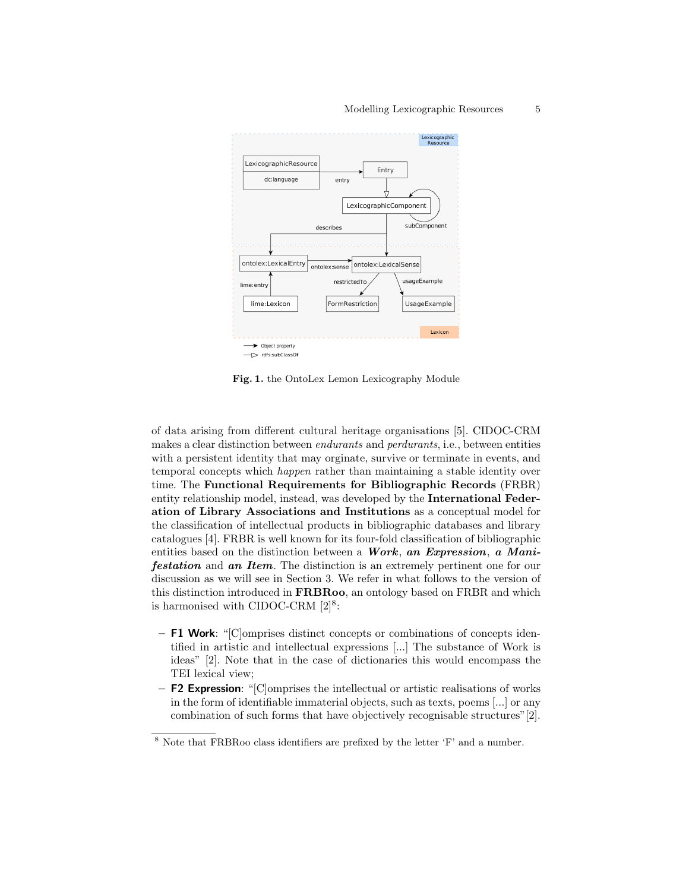**Fig. 1.** the OntoLex Lemon Lexicography Module

of data arising from different cultural heritage organisations [5]. CIDOC-CRM makes a clear distinction between *endurants* and *perdurants*, i.e., between entities with a persistent identity that may orginate, survive or terminate in events, and temporal concepts which *happen* rather than maintaining a stable identity over time. The **Functional Requirements for Bibliographic Records** (FRBR) entity relationship model, instead, was developed by the **International Federation of Library Associations and Institutions** as a conceptual model for the classification of intellectual products in bibliographic databases and library catalogues [4]. FRBR is well known for its four-fold classification of bibliographic entities based on the distinction between a ***Work***, ***an Expression***, ***a Manifestation*** and ***an Item***. The distinction is an extremely pertinent one for our discussion as we will see in Section 3. We refer in what follows to the version of this distinction introduced in **FRBRoo**, an ontology based on FRBR and which is harmonised with CIDOC-CRM [2][8]:

- **F1 Work**: "[C]omprises distinct concepts or combinations of concepts identified in artistic and intellectual expressions [...] The substance of Work is ideas" [2]. Note that in the case of dictionaries this would encompass the TEI lexical view;
- **F2 Expression**: "[C]omprises the intellectual or artistic realisations of works in the form of identifiable immaterial objects, such as texts, poems [...] or any combination of such forms that have objectively recognisable structures"[2].

[8] Note that FRBRoo class identifiers are prefixed by the letter 'F' and a number.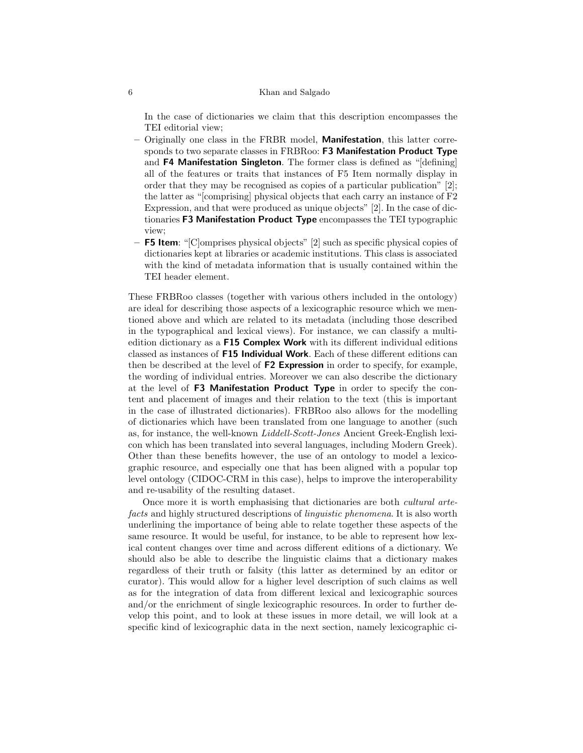In the case of dictionaries we claim that this description encompasses the TEI editorial view;

– Originally one class in the FRBR model, **Manifestation**, this latter corresponds to two separate classes in FRBRoo: **F3 Manifestation Product Type** and **F4 Manifestation Singleton**. The former class is defined as "[defining] all of the features or traits that instances of F5 Item normally display in order that they may be recognised as copies of a particular publication" [2]; the latter as "[comprising] physical objects that each carry an instance of F2 Expression, and that were produced as unique objects" [2]. In the case of dictionaries **F3 Manifestation Product Type** encompasses the TEI typographic view;
– **F5 Item**: "[C]omprises physical objects" [2] such as specific physical copies of dictionaries kept at libraries or academic institutions. This class is associated with the kind of metadata information that is usually contained within the TEI header element.

These FRBRoo classes (together with various others included in the ontology) are ideal for describing those aspects of a lexicographic resource which we mentioned above and which are related to its metadata (including those described in the typographical and lexical views). For instance, we can classify a multi-edition dictionary as a **F15 Complex Work** with its different individual editions classed as instances of **F15 Individual Work**. Each of these different editions can then be described at the level of **F2 Expression** in order to specify, for example, the wording of individual entries. Moreover we can also describe the dictionary at the level of **F3 Manifestation Product Type** in order to specify the content and placement of images and their relation to the text (this is important in the case of illustrated dictionaries). FRBRoo also allows for the modelling of dictionaries which have been translated from one language to another (such as, for instance, the well-known *Liddell-Scott-Jones* Ancient Greek-English lexicon which has been translated into several languages, including Modern Greek). Other than these benefits however, the use of an ontology to model a lexicographic resource, and especially one that has been aligned with a popular top level ontology (CIDOC-CRM in this case), helps to improve the interoperability and re-usability of the resulting dataset.

Once more it is worth emphasising that dictionaries are both *cultural artefacts* and highly structured descriptions of *linguistic phenomena*. It is also worth underlining the importance of being able to relate together these aspects of the same resource. It would be useful, for instance, to be able to represent how lexical content changes over time and across different editions of a dictionary. We should also be able to describe the linguistic claims that a dictionary makes regardless of their truth or falsity (this latter as determined by an editor or curator). This would allow for a higher level description of such claims as well as for the integration of data from different lexical and lexicographic sources and/or the enrichment of single lexicographic resources. In order to further develop this point, and to look at these issues in more detail, we will look at a specific kind of lexicographic data in the next section, namely lexicographic ci-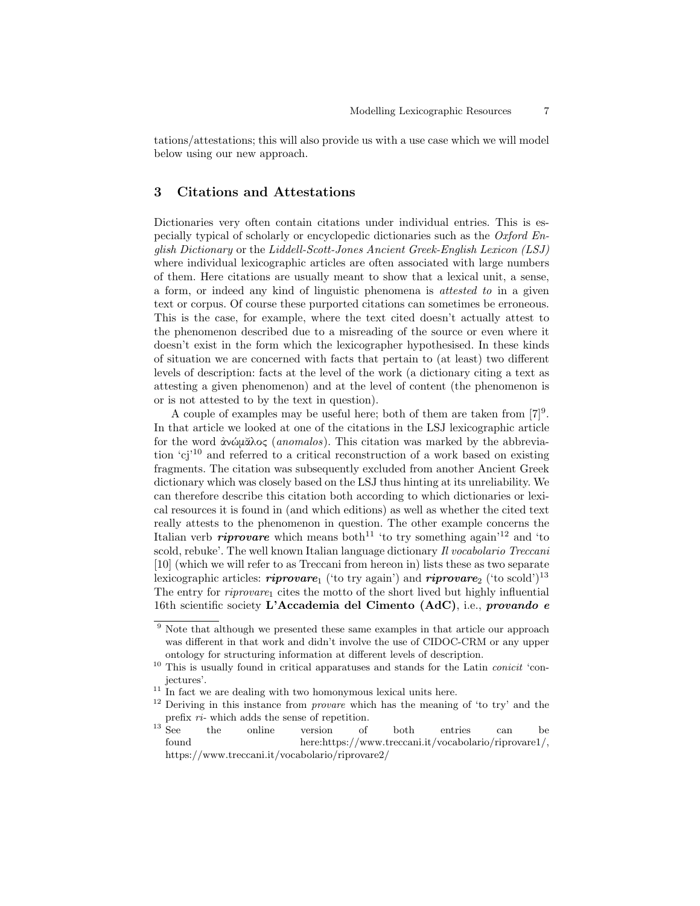tations/attestations; this will also provide us with a use case which we will model below using our new approach.

## 3 Citations and Attestations

Dictionaries very often contain citations under individual entries. This is especially typical of scholarly or encyclopedic dictionaries such as the *Oxford English Dictionary* or the *Liddell-Scott-Jones Ancient Greek-English Lexicon (LSJ)* where individual lexicographic articles are often associated with large numbers of them. Here citations are usually meant to show that a lexical unit, a sense, a form, or indeed any kind of linguistic phenomena is *attested to* in a given text or corpus. Of course these purported citations can sometimes be erroneous. This is the case, for example, where the text cited doesn't actually attest to the phenomenon described due to a misreading of the source or even where it doesn't exist in the form which the lexicographer hypothesised. In these kinds of situation we are concerned with facts that pertain to (at least) two different levels of description: facts at the level of the work (a dictionary citing a text as attesting a given phenomenon) and at the level of content (the phenomenon is or is not attested to by the text in question).

A couple of examples may be useful here; both of them are taken from [7][9]. In that article we looked at one of the citations in the LSJ lexicographic article for the word ἀνώμᾰλος (*anomalos*). This citation was marked by the abbreviation 'cj'[10] and referred to a critical reconstruction of a work based on existing fragments. The citation was subsequently excluded from another Ancient Greek dictionary which was closely based on the LSJ thus hinting at its unreliability. We can therefore describe this citation both according to which dictionaries or lexical resources it is found in (and which editions) as well as whether the cited text really attests to the phenomenon in question. The other example concerns the Italian verb ***riprovare*** which means both[11] 'to try something again'[12] and 'to scold, rebuke'. The well known Italian language dictionary *Il vocabolario Treccani* [10] (which we will refer to as Treccani from hereon in) lists these as two separate lexicographic articles: ***riprovare***$_1$ ('to try again') and ***riprovare***$_2$ ('to scold')[13] The entry for *riprovare*$_1$ cites the motto of the short lived but highly influential 16th scientific society **L'Accademia del Cimento (AdC)**, i.e., ***provando e***

[9] Note that although we presented these same examples in that article our approach was different in that work and didn't involve the use of CIDOC-CRM or any upper ontology for structuring information at different levels of description.

[10] This is usually found in critical apparatuses and stands for the Latin *conicit* 'conjectures'.

[11] In fact we are dealing with two homonymous lexical units here.

[12] Deriving in this instance from *provare* which has the meaning of 'to try' and the prefix *ri-* which adds the sense of repetition.

[13] See the online version of both entries can be found here:https://www.treccani.it/vocabolario/riprovare1/, https://www.treccani.it/vocabolario/riprovare2/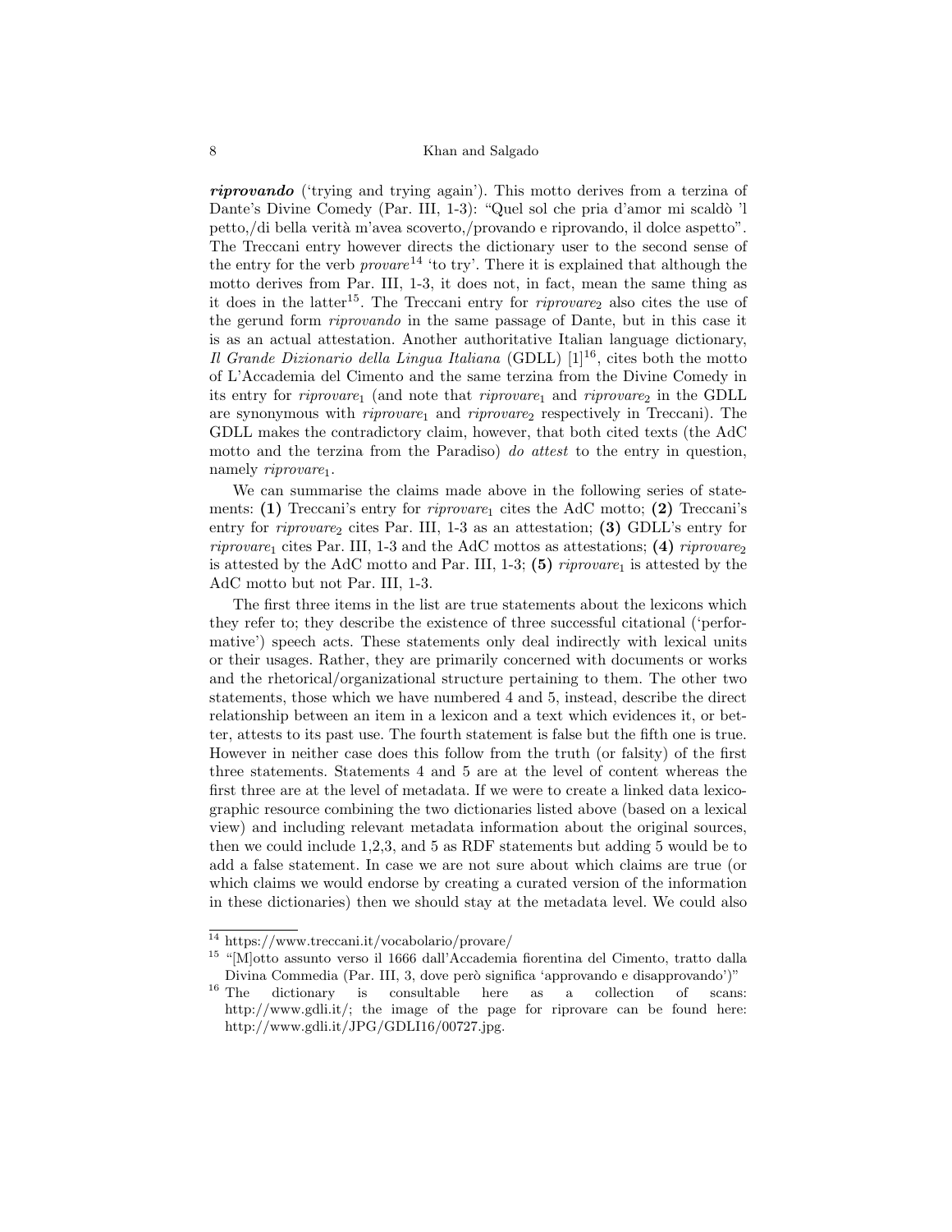***riprovando*** ('trying and trying again'). This motto derives from a terzina of Dante's Divine Comedy (Par. III, 1-3): "Quel sol che pria d'amor mi scaldò 'l petto,/di bella verità m'avea scoverto,/provando e riprovando, il dolce aspetto". The Treccani entry however directs the dictionary user to the second sense of the entry for the verb *provare*[14] 'to try'. There it is explained that although the motto derives from Par. III, 1-3, it does not, in fact, mean the same thing as it does in the latter[15]. The Treccani entry for *riprovare*$_2$ also cites the use of the gerund form *riprovando* in the same passage of Dante, but in this case it is as an actual attestation. Another authoritative Italian language dictionary, *Il Grande Dizionario della Lingua Italiana* (GDLL) [1][16], cites both the motto of L'Accademia del Cimento and the same terzina from the Divine Comedy in its entry for *riprovare*$_1$ (and note that *riprovare*$_1$ and *riprovare*$_2$ in the GDLL are synonymous with *riprovare*$_1$ and *riprovare*$_2$ respectively in Treccani). The GDLL makes the contradictory claim, however, that both cited texts (the AdC motto and the terzina from the Paradiso) *do attest* to the entry in question, namely *riprovare*$_1$.

We can summarise the claims made above in the following series of statements: **(1)** Treccani's entry for *riprovare*$_1$ cites the AdC motto; **(2)** Treccani's entry for *riprovare*$_2$ cites Par. III, 1-3 as an attestation; **(3)** GDLL's entry for *riprovare*$_1$ cites Par. III, 1-3 and the AdC mottos as attestations; **(4)** *riprovare*$_2$ is attested by the AdC motto and Par. III, 1-3; **(5)** *riprovare*$_1$ is attested by the AdC motto but not Par. III, 1-3.

The first three items in the list are true statements about the lexicons which they refer to; they describe the existence of three successful citational ('performative') speech acts. These statements only deal indirectly with lexical units or their usages. Rather, they are primarily concerned with documents or works and the rhetorical/organizational structure pertaining to them. The other two statements, those which we have numbered 4 and 5, instead, describe the direct relationship between an item in a lexicon and a text which evidences it, or better, attests to its past use. The fourth statement is false but the fifth one is true. However in neither case does this follow from the truth (or falsity) of the first three statements. Statements 4 and 5 are at the level of content whereas the first three are at the level of metadata. If we were to create a linked data lexicographic resource combining the two dictionaries listed above (based on a lexical view) and including relevant metadata information about the original sources, then we could include 1,2,3, and 5 as RDF statements but adding 5 would be to add a false statement. In case we are not sure about which claims are true (or which claims we would endorse by creating a curated version of the information in these dictionaries) then we should stay at the metadata level. We could also

---

[14] https://www.treccani.it/vocabolario/provare/

[15] "[M]otto assunto verso il 1666 dall'Accademia fiorentina del Cimento, tratto dalla Divina Commedia (Par. III, 3, dove però significa 'approvando e disapprovando')"

[16] The dictionary is consultable here as a collection of scans: http://www.gdli.it/; the image of the page for riprovare can be found here: http://www.gdli.it/JPG/GDLI16/00727.jpg.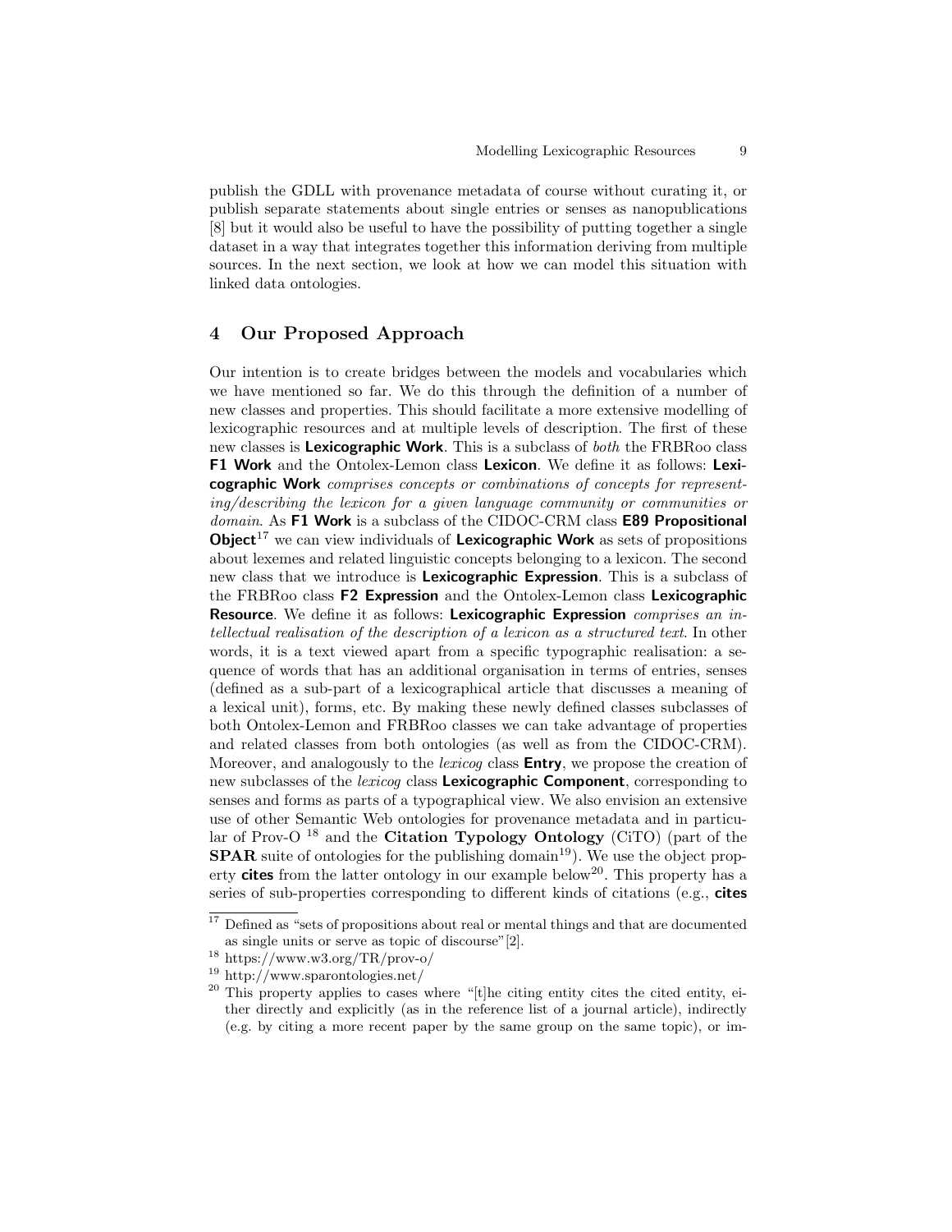publish the GDLL with provenance metadata of course without curating it, or publish separate statements about single entries or senses as nanopublications [8] but it would also be useful to have the possibility of putting together a single dataset in a way that integrates together this information deriving from multiple sources. In the next section, we look at how we can model this situation with linked data ontologies.

## 4 Our Proposed Approach

Our intention is to create bridges between the models and vocabularies which we have mentioned so far. We do this through the definition of a number of new classes and properties. This should facilitate a more extensive modelling of lexicographic resources and at multiple levels of description. The first of these new classes is **Lexicographic Work**. This is a subclass of *both* the FRBRoo class **F1 Work** and the Ontolex-Lemon class **Lexicon**. We define it as follows: **Lexicographic Work** *comprises concepts or combinations of concepts for representing/describing the lexicon for a given language community or communities or domain*. As **F1 Work** is a subclass of the CIDOC-CRM class **E89 Propositional Object**[17] we can view individuals of **Lexicographic Work** as sets of propositions about lexemes and related linguistic concepts belonging to a lexicon. The second new class that we introduce is **Lexicographic Expression**. This is a subclass of the FRBRoo class **F2 Expression** and the Ontolex-Lemon class **Lexicographic Resource**. We define it as follows: **Lexicographic Expression** *comprises an intellectual realisation of the description of a lexicon as a structured text*. In other words, it is a text viewed apart from a specific typographic realisation: a sequence of words that has an additional organisation in terms of entries, senses (defined as a sub-part of a lexicographical article that discusses a meaning of a lexical unit), forms, etc. By making these newly defined classes subclasses of both Ontolex-Lemon and FRBRoo classes we can take advantage of properties and related classes from both ontologies (as well as from the CIDOC-CRM). Moreover, and analogously to the *lexicog* class **Entry**, we propose the creation of new subclasses of the *lexicog* class **Lexicographic Component**, corresponding to senses and forms as parts of a typographical view. We also envision an extensive use of other Semantic Web ontologies for provenance metadata and in particular of Prov-O [18] and the **Citation Typology Ontology** (CiTO) (part of the **SPAR** suite of ontologies for the publishing domain[19]). We use the object property **cites** from the latter ontology in our example below[20]. This property has a series of sub-properties corresponding to different kinds of citations (e.g., **cites**

[17] Defined as "sets of propositions about real or mental things and that are documented as single units or serve as topic of discourse"[2].

[18] https://www.w3.org/TR/prov-o/

[19] http://www.sparontologies.net/

[20] This property applies to cases where "[t]he citing entity cites the cited entity, either directly and explicitly (as in the reference list of a journal article), indirectly (e.g. by citing a more recent paper by the same group on the same topic), or im-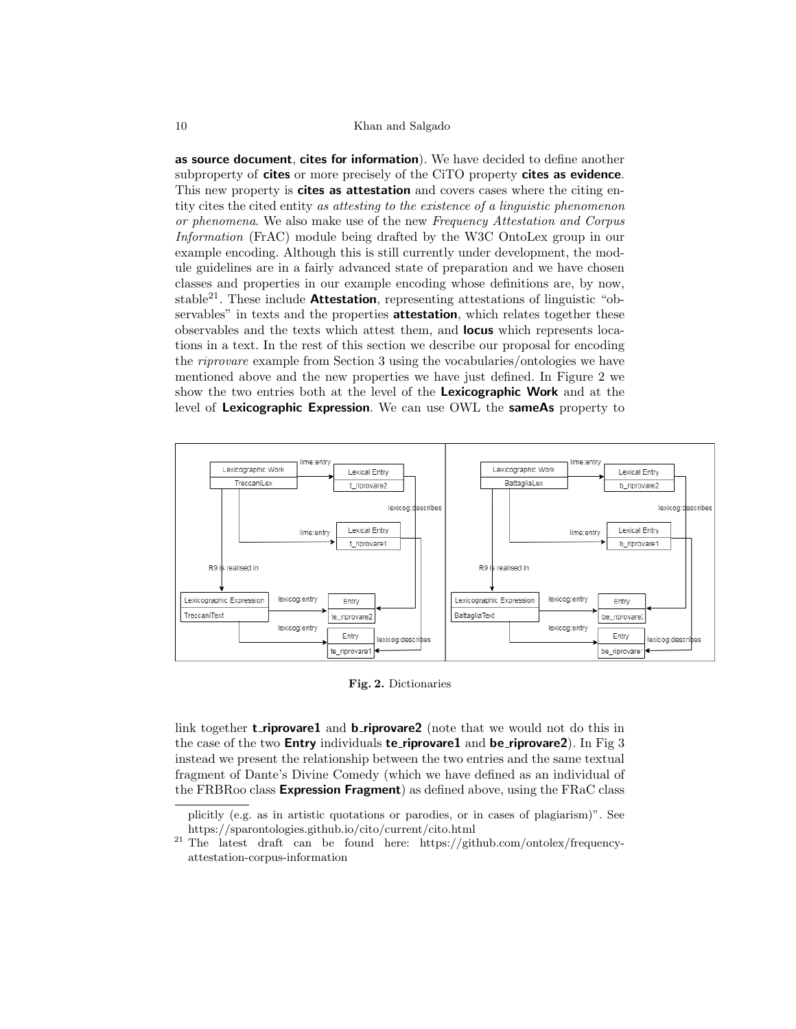**as source document**, **cites for information**). We have decided to define another subproperty of **cites** or more precisely of the CiTO property **cites as evidence**. This new property is **cites as attestation** and covers cases where the citing entity cites the cited entity *as attesting to the existence of a linguistic phenomenon or phenomena*. We also make use of the new *Frequency Attestation and Corpus Information* (FrAC) module being drafted by the W3C OntoLex group in our example encoding. Although this is still currently under development, the module guidelines are in a fairly advanced state of preparation and we have chosen classes and properties in our example encoding whose definitions are, by now, stable[21]. These include **Attestation**, representing attestations of linguistic "observables" in texts and the properties **attestation**, which relates together these observables and the texts which attest them, and **locus** which represents locations in a text. In the rest of this section we describe our proposal for encoding the *riprovare* example from Section 3 using the vocabularies/ontologies we have mentioned above and the new properties we have just defined. In Figure 2 we show the two entries both at the level of the **Lexicographic Work** and at the level of **Lexicographic Expression**. We can use OWL the **sameAs** property to

**Fig. 2.** Dictionaries

link together **t_riprovare1** and **b_riprovare2** (note that we would not do this in the case of the two **Entry** individuals **te_riprovare1** and **be_riprovare2**). In Fig 3 instead we present the relationship between the two entries and the same textual fragment of Dante's Divine Comedy (which we have defined as an individual of the FRBRoo class **Expression Fragment**) as defined above, using the FRaC class

plicitly (e.g. as in artistic quotations or parodies, or in cases of plagiarism)". See https://sparontologies.github.io/cito/current/cito.html

[21] The latest draft can be found here: https://github.com/ontolex/frequency-attestation-corpus-information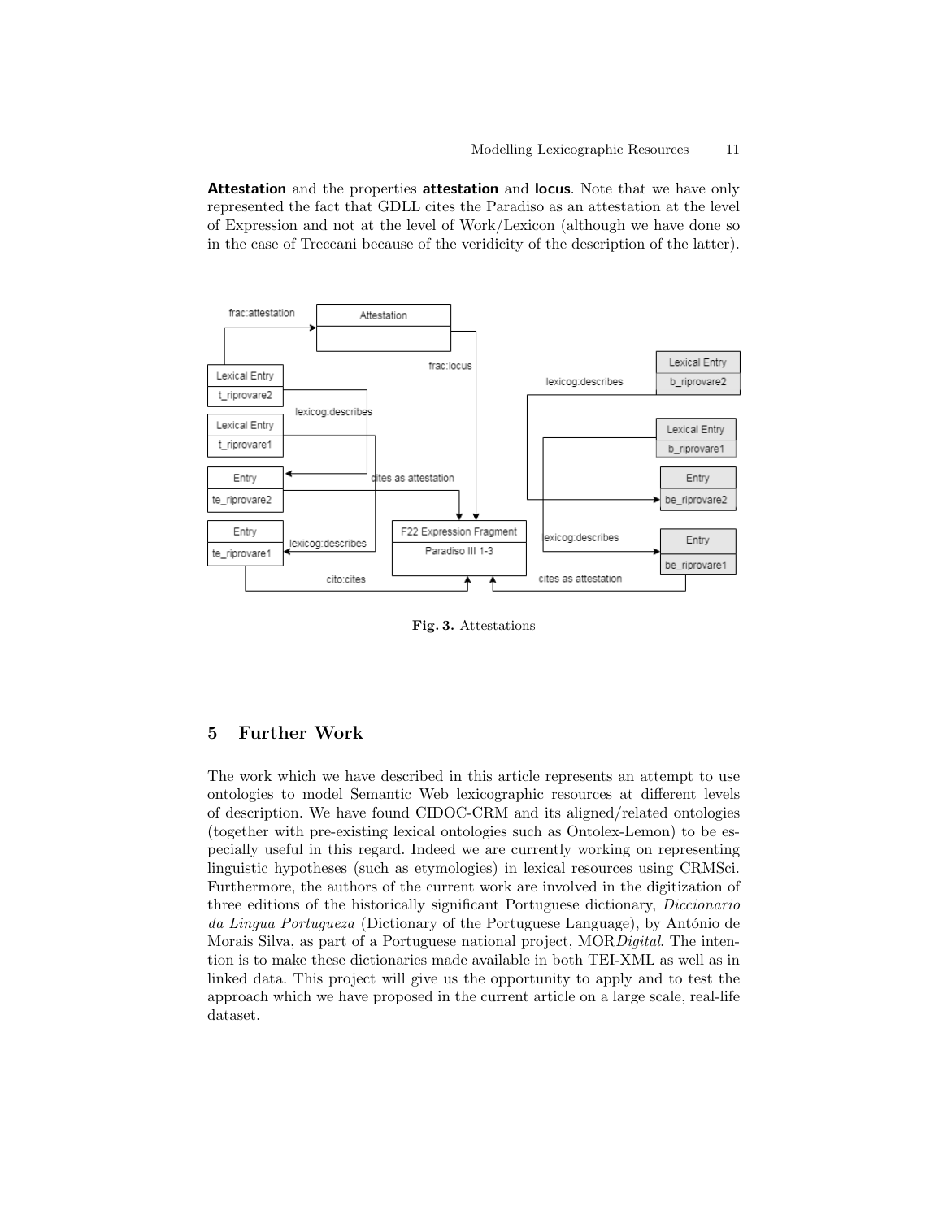**Attestation** and the properties **attestation** and **locus**. Note that we have only represented the fact that GDLL cites the Paradiso as an attestation at the level of Expression and not at the level of Work/Lexicon (although we have done so in the case of Treccani because of the veridicity of the description of the latter).

**Fig. 3.** Attestations

## 5 Further Work

The work which we have described in this article represents an attempt to use ontologies to model Semantic Web lexicographic resources at different levels of description. We have found CIDOC-CRM and its aligned/related ontologies (together with pre-existing lexical ontologies such as Ontolex-Lemon) to be especially useful in this regard. Indeed we are currently working on representing linguistic hypotheses (such as etymologies) in lexical resources using CRMSci. Furthermore, the authors of the current work are involved in the digitization of three editions of the historically significant Portuguese dictionary, *Diccionario da Lingua Portugueza* (Dictionary of the Portuguese Language), by António de Morais Silva, as part of a Portuguese national project, MOR*Digital*. The intention is to make these dictionaries made available in both TEI-XML as well as in linked data. This project will give us the opportunity to apply and to test the approach which we have proposed in the current article on a large scale, real-life dataset.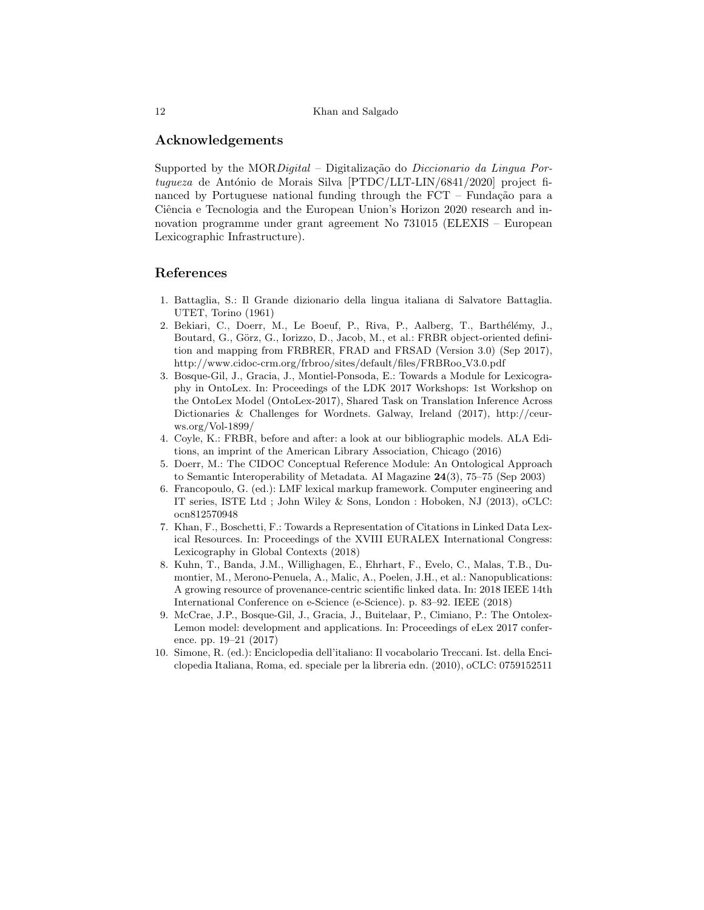## Acknowledgements

Supported by the MOR*Digital* – Digitalização do *Diccionario da Lingua Portugueza* de António de Morais Silva [PTDC/LLT-LIN/6841/2020] project financed by Portuguese national funding through the FCT – Fundação para a Ciência e Tecnologia and the European Union's Horizon 2020 research and innovation programme under grant agreement No 731015 (ELEXIS – European Lexicographic Infrastructure).

## References

1. Battaglia, S.: Il Grande dizionario della lingua italiana di Salvatore Battaglia. UTET, Torino (1961)
2. Bekiari, C., Doerr, M., Le Boeuf, P., Riva, P., Aalberg, T., Barthélémy, J., Boutard, G., Görz, G., Iorizzo, D., Jacob, M., et al.: FRBR object-oriented definition and mapping from FRBRER, FRAD and FRSAD (Version 3.0) (Sep 2017), http://www.cidoc-crm.org/frbroo/sites/default/files/FRBRoo_V3.0.pdf
3. Bosque-Gil, J., Gracia, J., Montiel-Ponsoda, E.: Towards a Module for Lexicography in OntoLex. In: Proceedings of the LDK 2017 Workshops: 1st Workshop on the OntoLex Model (OntoLex-2017), Shared Task on Translation Inference Across Dictionaries & Challenges for Wordnets. Galway, Ireland (2017), http://ceur-ws.org/Vol-1899/
4. Coyle, K.: FRBR, before and after: a look at our bibliographic models. ALA Editions, an imprint of the American Library Association, Chicago (2016)
5. Doerr, M.: The CIDOC Conceptual Reference Module: An Ontological Approach to Semantic Interoperability of Metadata. AI Magazine **24**(3), 75–75 (Sep 2003)
6. Francopoulo, G. (ed.): LMF lexical markup framework. Computer engineering and IT series, ISTE Ltd ; John Wiley & Sons, London : Hoboken, NJ (2013), oCLC: ocn812570948
7. Khan, F., Boschetti, F.: Towards a Representation of Citations in Linked Data Lexical Resources. In: Proceedings of the XVIII EURALEX International Congress: Lexicography in Global Contexts (2018)
8. Kuhn, T., Banda, J.M., Willighagen, E., Ehrhart, F., Evelo, C., Malas, T.B., Dumontier, M., Merono-Penuela, A., Malic, A., Poelen, J.H., et al.: Nanopublications: A growing resource of provenance-centric scientific linked data. In: 2018 IEEE 14th International Conference on e-Science (e-Science). p. 83–92. IEEE (2018)
9. McCrae, J.P., Bosque-Gil, J., Gracia, J., Buitelaar, P., Cimiano, P.: The Ontolex-Lemon model: development and applications. In: Proceedings of eLex 2017 conference. pp. 19–21 (2017)
10. Simone, R. (ed.): Enciclopedia dell'italiano: Il vocabolario Treccani. Ist. della Enciclopedia Italiana, Roma, ed. speciale per la libreria edn. (2010), oCLC: 0759152511